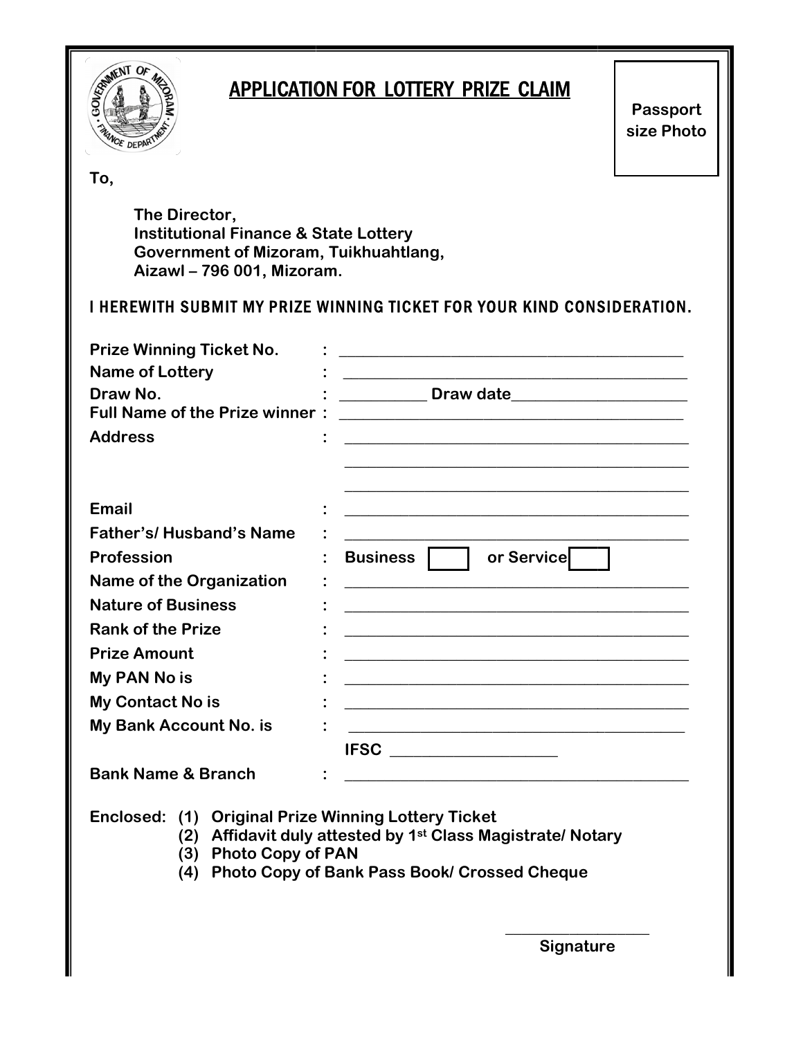# APPLICATION FOR LOTTERY PRIZE CLAIM

Passport size Photo

To,

The Director,
Institutional Finance & State Lottery
Government of Mizoram, Tuikhuahtlang,
Aizawl – 796 001, Mizoram.

I HEREWITH SUBMIT MY PRIZE WINNING TICKET FOR YOUR KIND CONSIDERATION.

**Prize Winning Ticket No.** : ______________________________

**Name of Lottery** : ______________________________

**Draw No.** : __________ **Draw date** ____________________

**Full Name of the Prize winner** : ______________________________

**Address** : ______________________________
______________________________
______________________________

**Email** : ______________________________

**Father's/ Husband's Name** : ______________________________

**Profession** : **Business** [ ] **or Service** [ ]

**Name of the Organization** : ______________________________

**Nature of Business** : ______________________________

**Rank of the Prize** : ______________________________

**Prize Amount** : ______________________________

**My PAN No is** : ______________________________

**My Contact No is** : ______________________________

**My Bank Account No. is** : ______________________________
**IFSC** ____________________

**Bank Name & Branch** : ______________________________

**Enclosed:**
1. Original Prize Winning Lottery Ticket
2. Affidavit duly attested by 1st Class Magistrate/ Notary
3. Photo Copy of PAN
4. Photo Copy of Bank Pass Book/ Crossed Cheque

__________________
**Signature**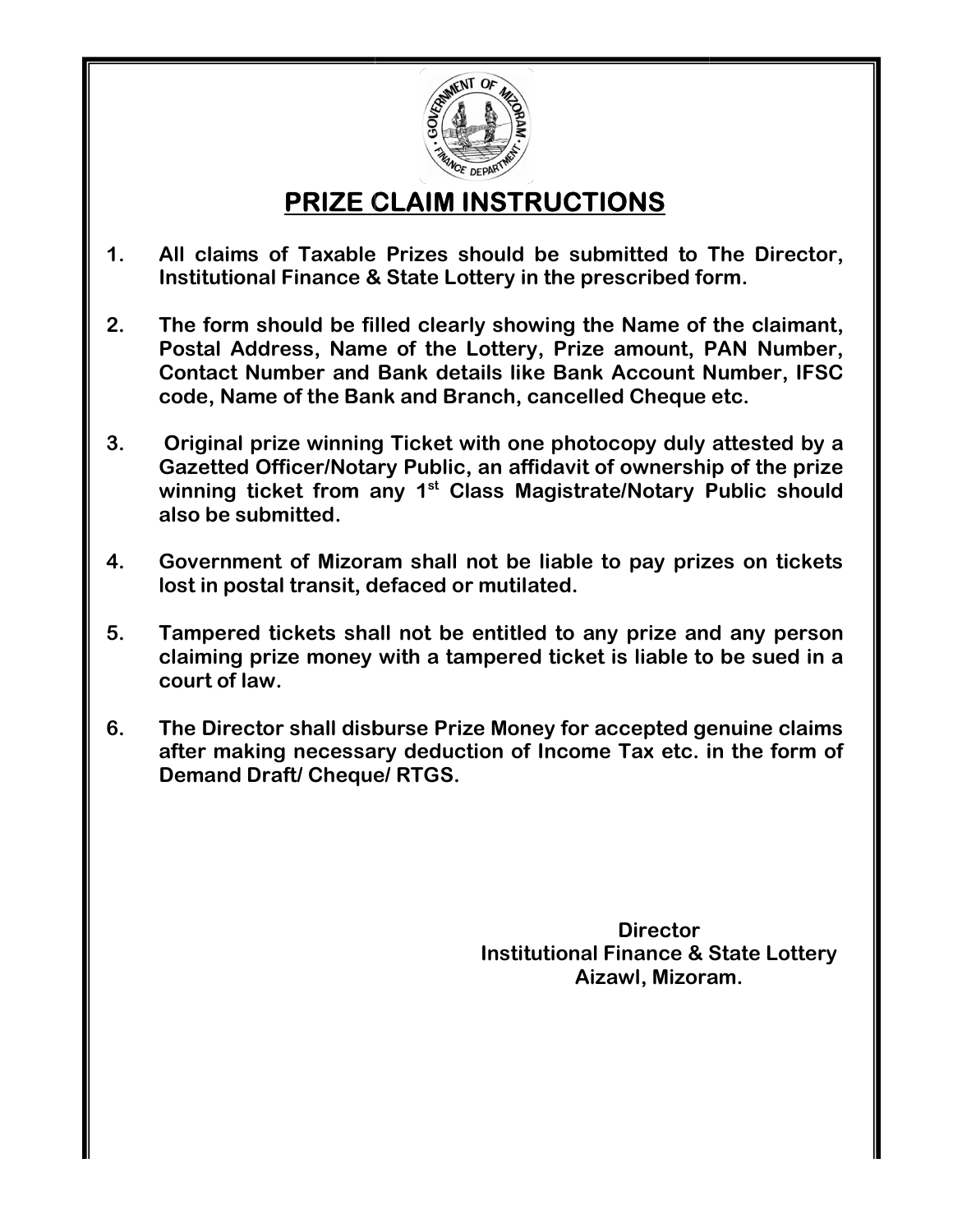# PRIZE CLAIM INSTRUCTIONS

1. **All claims of Taxable Prizes should be submitted to The Director, Institutional Finance & State Lottery in the prescribed form.**

2. **The form should be filled clearly showing the Name of the claimant, Postal Address, Name of the Lottery, Prize amount, PAN Number, Contact Number and Bank details like Bank Account Number, IFSC code, Name of the Bank and Branch, cancelled Cheque etc.**

3. **Original prize winning Ticket with one photocopy duly attested by a Gazetted Officer/Notary Public, an affidavit of ownership of the prize winning ticket from any 1st Class Magistrate/Notary Public should also be submitted.**

4. **Government of Mizoram shall not be liable to pay prizes on tickets lost in postal transit, defaced or mutilated.**

5. **Tampered tickets shall not be entitled to any prize and any person claiming prize money with a tampered ticket is liable to be sued in a court of law.**

6. **The Director shall disburse Prize Money for accepted genuine claims after making necessary deduction of Income Tax etc. in the form of Demand Draft/ Cheque/ RTGS.**

**Director**
**Institutional Finance & State Lottery**
**Aizawl, Mizoram.**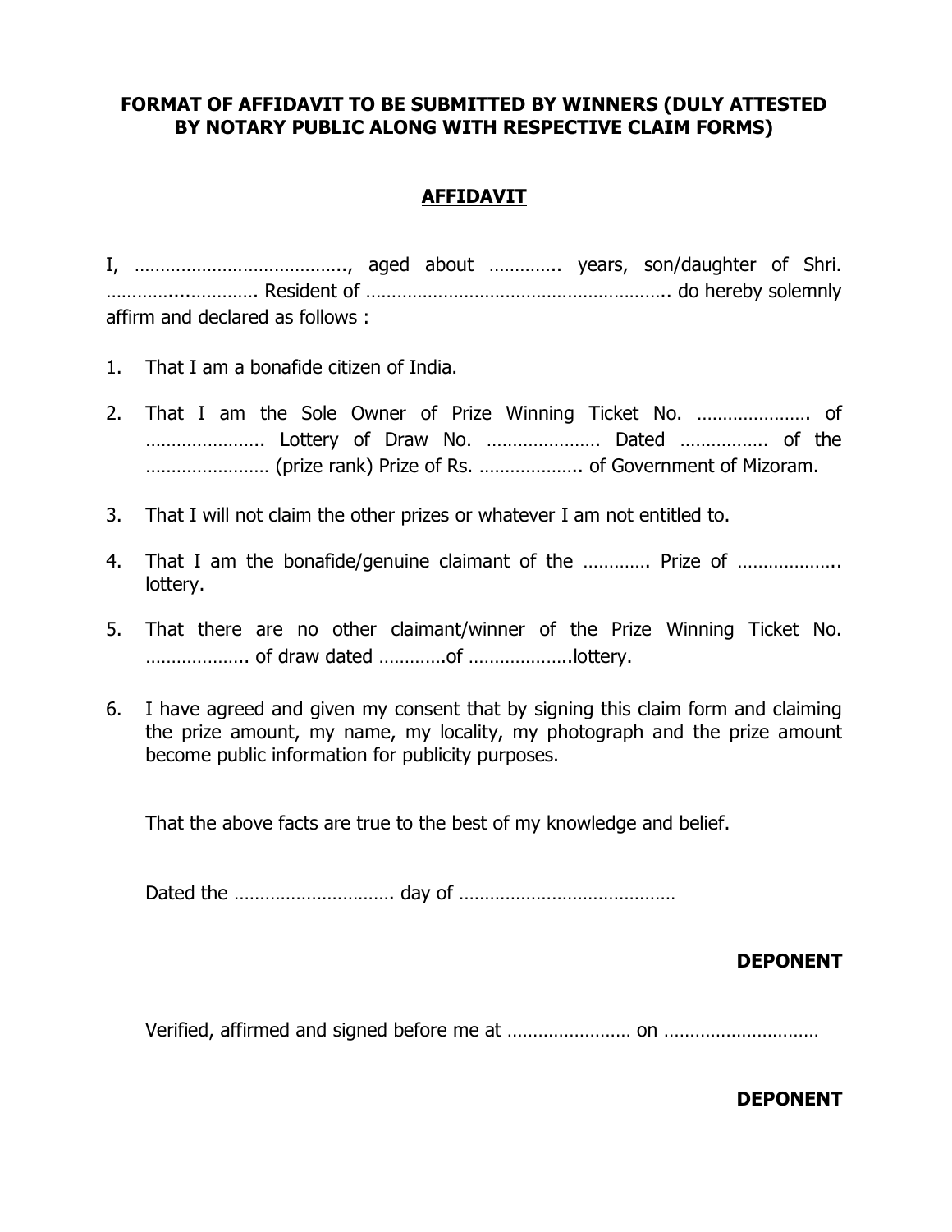**FORMAT OF AFFIDAVIT TO BE SUBMITTED BY WINNERS (DULY ATTESTED BY NOTARY PUBLIC ALONG WITH RESPECTIVE CLAIM FORMS)**

## AFFIDAVIT

I, ………………………………….., aged about …………... years, son/daughter of Shri. …………..………… Resident of ………………………………………………….. do hereby solemnly affirm and declared as follows :

1. That I am a bonafide citizen of India.

2. That I am the Sole Owner of Prize Winning Ticket No. …………………. of ………………….. Lottery of Draw No. …………………. Dated ……………... of the …………………… (prize rank) Prize of Rs. ……………….. of Government of Mizoram.

3. That I will not claim the other prizes or whatever I am not entitled to.

4. That I am the bonafide/genuine claimant of the …………. Prize of ……………….. lottery.

5. That there are no other claimant/winner of the Prize Winning Ticket No. ……………….. of draw dated ………….of ………………..lottery.

6. I have agreed and given my consent that by signing this claim form and claiming the prize amount, my name, my locality, my photograph and the prize amount become public information for publicity purposes.

That the above facts are true to the best of my knowledge and belief.

Dated the ………………………… day of ……………………………………

**DEPONENT**

Verified, affirmed and signed before me at …………………… on …………………………

**DEPONENT**